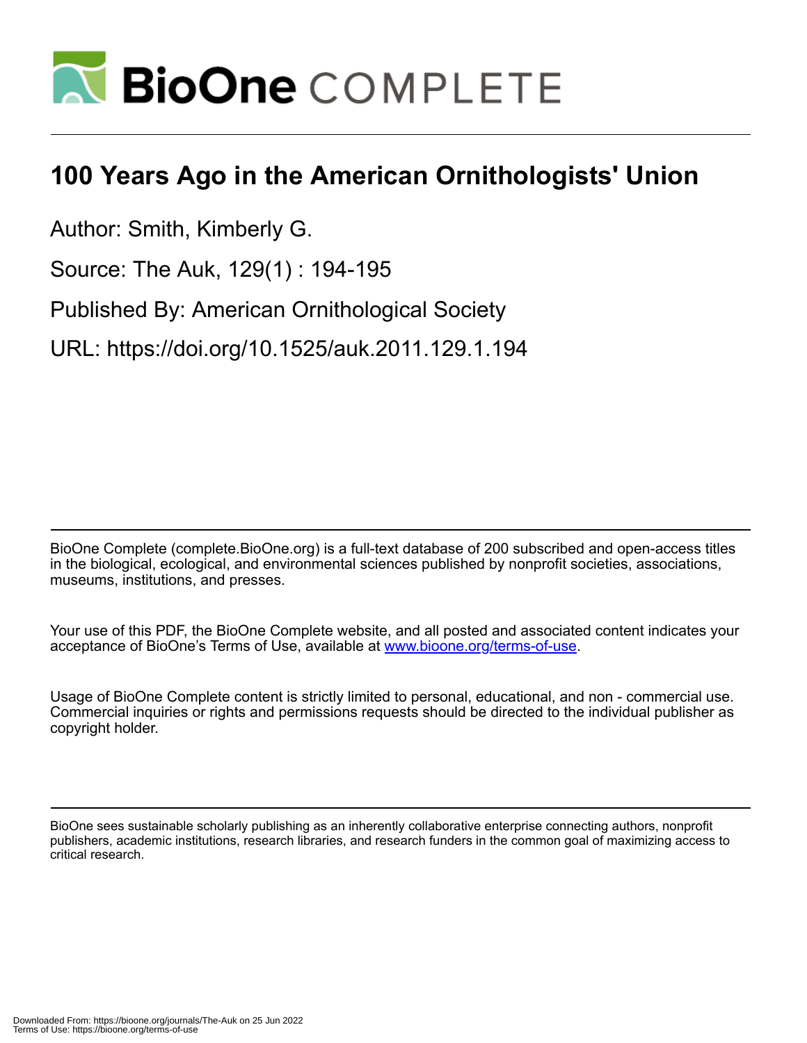# 100 Years Ago in the American Ornithologists' Union

Author: Smith, Kimberly G.

Source: The Auk, 129(1) : 194-195

Published By: American Ornithological Society

URL: https://doi.org/10.1525/auk.2011.129.1.194

BioOne Complete (complete.BioOne.org) is a full-text database of 200 subscribed and open-access titles in the biological, ecological, and environmental sciences published by nonprofit societies, associations, museums, institutions, and presses.

Your use of this PDF, the BioOne Complete website, and all posted and associated content indicates your acceptance of BioOne's Terms of Use, available at www.bioone.org/terms-of-use.

Usage of BioOne Complete content is strictly limited to personal, educational, and non - commercial use. Commercial inquiries or rights and permissions requests should be directed to the individual publisher as copyright holder.

BioOne sees sustainable scholarly publishing as an inherently collaborative enterprise connecting authors, nonprofit publishers, academic institutions, research libraries, and research funders in the common goal of maximizing access to critical research.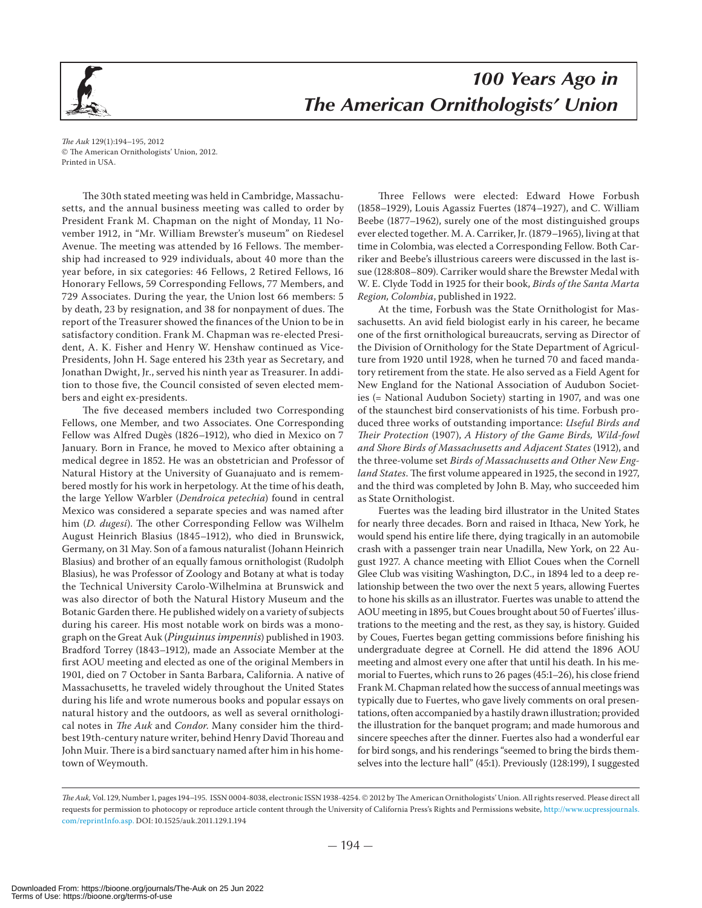# 100 Years Ago in The American Ornithologists' Union

The 30th stated meeting was held in Cambridge, Massachusetts, and the annual business meeting was called to order by President Frank M. Chapman on the night of Monday, 11 November 1912, in "Mr. William Brewster's museum" on Riedesel Avenue. The meeting was attended by 16 Fellows. The membership had increased to 929 individuals, about 40 more than the year before, in six categories: 46 Fellows, 2 Retired Fellows, 16 Honorary Fellows, 59 Corresponding Fellows, 77 Members, and 729 Associates. During the year, the Union lost 66 members: 5 by death, 23 by resignation, and 38 for nonpayment of dues. The report of the Treasurer showed the finances of the Union to be in satisfactory condition. Frank M. Chapman was re-elected President, A. K. Fisher and Henry W. Henshaw continued as Vice-Presidents, John H. Sage entered his 23th year as Secretary, and Jonathan Dwight, Jr., served his ninth year as Treasurer. In addition to those five, the Council consisted of seven elected members and eight ex-presidents.

The five deceased members included two Corresponding Fellows, one Member, and two Associates. One Corresponding Fellow was Alfred Dugès (1826–1912), who died in Mexico on 7 January. Born in France, he moved to Mexico after obtaining a medical degree in 1852. He was an obstetrician and Professor of Natural History at the University of Guanajuato and is remembered mostly for his work in herpetology. At the time of his death, the large Yellow Warbler (*Dendroica petechia*) found in central Mexico was considered a separate species and was named after him (*D. dugesi*). The other Corresponding Fellow was Wilhelm August Heinrich Blasius (1845–1912), who died in Brunswick, Germany, on 31 May. Son of a famous naturalist (Johann Heinrich Blasius) and brother of an equally famous ornithologist (Rudolph Blasius), he was Professor of Zoology and Botany at what is today the Technical University Carolo-Wilhelmina at Brunswick and was also director of both the Natural History Museum and the Botanic Garden there. He published widely on a variety of subjects during his career. His most notable work on birds was a monograph on the Great Auk (*Pinguinus impennis*) published in 1903. Bradford Torrey (1843–1912), made an Associate Member at the first AOU meeting and elected as one of the original Members in 1901, died on 7 October in Santa Barbara, California. A native of Massachusetts, he traveled widely throughout the United States during his life and wrote numerous books and popular essays on natural history and the outdoors, as well as several ornithological notes in *The Auk* and *Condor*. Many consider him the third-best 19th-century nature writer, behind Henry David Thoreau and John Muir. There is a bird sanctuary named after him in his hometown of Weymouth.

Three Fellows were elected: Edward Howe Forbush (1858–1929), Louis Agassiz Fuertes (1874–1927), and C. William Beebe (1877–1962), surely one of the most distinguished groups ever elected together. M. A. Carriker, Jr. (1879–1965), living at that time in Colombia, was elected a Corresponding Fellow. Both Carriker and Beebe's illustrious careers were discussed in the last issue (128:808–809). Carriker would share the Brewster Medal with W. E. Clyde Todd in 1925 for their book, *Birds of the Santa Marta Region, Colombia*, published in 1922.

At the time, Forbush was the State Ornithologist for Massachusetts. An avid field biologist early in his career, he became one of the first ornithological bureaucrats, serving as Director of the Division of Ornithology for the State Department of Agriculture from 1920 until 1928, when he turned 70 and faced mandatory retirement from the state. He also served as a Field Agent for New England for the National Association of Audubon Societies (= National Audubon Society) starting in 1907, and was one of the staunchest bird conservationists of his time. Forbush produced three works of outstanding importance: *Useful Birds and Their Protection* (1907), *A History of the Game Birds, Wild-fowl and Shore Birds of Massachusetts and Adjacent States* (1912), and the three-volume set *Birds of Massachusetts and Other New England States*. The first volume appeared in 1925, the second in 1927, and the third was completed by John B. May, who succeeded him as State Ornithologist.

Fuertes was the leading bird illustrator in the United States for nearly three decades. Born and raised in Ithaca, New York, he would spend his entire life there, dying tragically in an automobile crash with a passenger train near Unadilla, New York, on 22 August 1927. A chance meeting with Elliot Coues when the Cornell Glee Club was visiting Washington, D.C., in 1894 led to a deep relationship between the two over the next 5 years, allowing Fuertes to hone his skills as an illustrator. Fuertes was unable to attend the AOU meeting in 1895, but Coues brought about 50 of Fuertes' illustrations to the meeting and the rest, as they say, is history. Guided by Coues, Fuertes began getting commissions before finishing his undergraduate degree at Cornell. He did attend the 1896 AOU meeting and almost every one after that until his death. In his memorial to Fuertes, which runs to 26 pages (45:1–26), his close friend Frank M. Chapman related how the success of annual meetings was typically due to Fuertes, who gave lively comments on oral presentations, often accompanied by a hastily drawn illustration; provided the illustration for the banquet program; and made humorous and sincere speeches after the dinner. Fuertes also had a wonderful ear for bird songs, and his renderings "seemed to bring the birds themselves into the lecture hall" (45:1). Previously (128:199), I suggested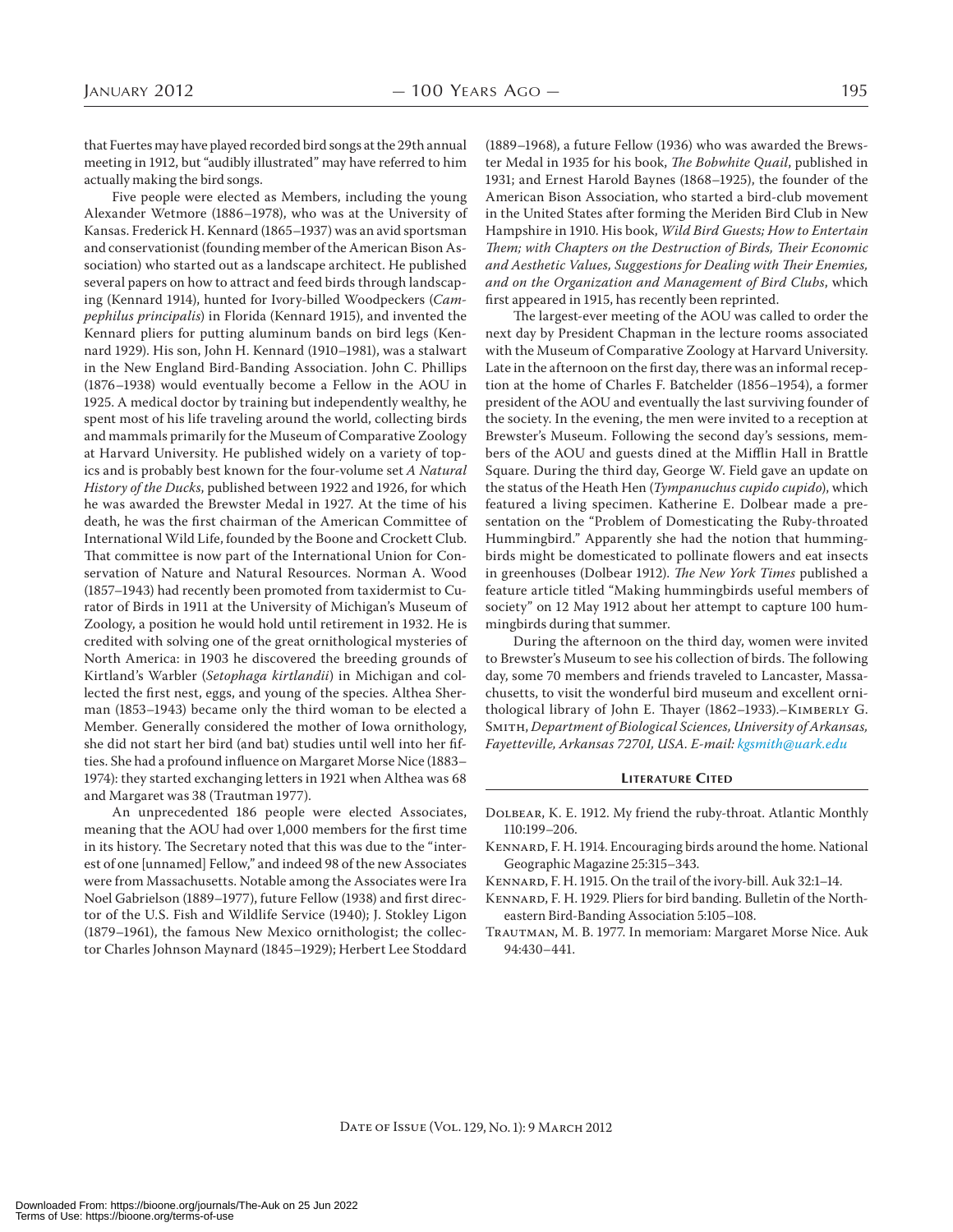that Fuertes may have played recorded bird songs at the 29th annual meeting in 1912, but "audibly illustrated" may have referred to him actually making the bird songs.

Five people were elected as Members, including the young Alexander Wetmore (1886–1978), who was at the University of Kansas. Frederick H. Kennard (1865–1937) was an avid sportsman and conservationist (founding member of the American Bison Association) who started out as a landscape architect. He published several papers on how to attract and feed birds through landscaping (Kennard 1914), hunted for Ivory-billed Woodpeckers (*Campephilus principalis*) in Florida (Kennard 1915), and invented the Kennard pliers for putting aluminum bands on bird legs (Kennard 1929). His son, John H. Kennard (1910–1981), was a stalwart in the New England Bird-Banding Association. John C. Phillips (1876–1938) would eventually become a Fellow in the AOU in 1925. A medical doctor by training but independently wealthy, he spent most of his life traveling around the world, collecting birds and mammals primarily for the Museum of Comparative Zoology at Harvard University. He published widely on a variety of topics and is probably best known for the four-volume set *A Natural History of the Ducks*, published between 1922 and 1926, for which he was awarded the Brewster Medal in 1927. At the time of his death, he was the first chairman of the American Committee of International Wild Life, founded by the Boone and Crockett Club. That committee is now part of the International Union for Conservation of Nature and Natural Resources. Norman A. Wood (1857–1943) had recently been promoted from taxidermist to Curator of Birds in 1911 at the University of Michigan's Museum of Zoology, a position he would hold until retirement in 1932. He is credited with solving one of the great ornithological mysteries of North America: in 1903 he discovered the breeding grounds of Kirtland's Warbler (*Setophaga kirtlandii*) in Michigan and collected the first nest, eggs, and young of the species. Althea Sherman (1853–1943) became only the third woman to be elected a Member. Generally considered the mother of Iowa ornithology, she did not start her bird (and bat) studies until well into her fifties. She had a profound influence on Margaret Morse Nice (1883–1974): they started exchanging letters in 1921 when Althea was 68 and Margaret was 38 (Trautman 1977).

An unprecedented 186 people were elected Associates, meaning that the AOU had over 1,000 members for the first time in its history. The Secretary noted that this was due to the "interest of one [unnamed] Fellow," and indeed 98 of the new Associates were from Massachusetts. Notable among the Associates were Ira Noel Gabrielson (1889–1977), future Fellow (1938) and first director of the U.S. Fish and Wildlife Service (1940); J. Stokley Ligon (1879–1961), the famous New Mexico ornithologist; the collector Charles Johnson Maynard (1845–1929); Herbert Lee Stoddard (1889–1968), a future Fellow (1936) who was awarded the Brewster Medal in 1935 for his book, *The Bobwhite Quail*, published in 1931; and Ernest Harold Baynes (1868–1925), the founder of the American Bison Association, who started a bird-club movement in the United States after forming the Meriden Bird Club in New Hampshire in 1910. His book, *Wild Bird Guests; How to Entertain Them; with Chapters on the Destruction of Birds, Their Economic and Aesthetic Values, Suggestions for Dealing with Their Enemies, and on the Organization and Management of Bird Clubs*, which first appeared in 1915, has recently been reprinted.

The largest-ever meeting of the AOU was called to order the next day by President Chapman in the lecture rooms associated with the Museum of Comparative Zoology at Harvard University. Late in the afternoon on the first day, there was an informal reception at the home of Charles F. Batchelder (1856–1954), a former president of the AOU and eventually the last surviving founder of the society. In the evening, the men were invited to a reception at Brewster's Museum. Following the second day's sessions, members of the AOU and guests dined at the Mifflin Hall in Brattle Square. During the third day, George W. Field gave an update on the status of the Heath Hen (*Tympanuchus cupido cupido*), which featured a living specimen. Katherine E. Dolbear made a presentation on the "Problem of Domesticating the Ruby-throated Hummingbird." Apparently she had the notion that hummingbirds might be domesticated to pollinate flowers and eat insects in greenhouses (Dolbear 1912). *The New York Times* published a feature article titled "Making hummingbirds useful members of society" on 12 May 1912 about her attempt to capture 100 hummingbirds during that summer.

During the afternoon on the third day, women were invited to Brewster's Museum to see his collection of birds. The following day, some 70 members and friends traveled to Lancaster, Massachusetts, to visit the wonderful bird museum and excellent ornithological library of John E. Thayer (1862–1933).—Kimberly G. Smith, *Department of Biological Sciences, University of Arkansas, Fayetteville, Arkansas 72701, USA. E-mail: kgsmith@uark.edu*

## Literature Cited

Dolbear, K. E. 1912. My friend the ruby-throat. Atlantic Monthly 110:199–206.

Kennard, F. H. 1914. Encouraging birds around the home. National Geographic Magazine 25:315–343.

Kennard, F. H. 1915. On the trail of the ivory-bill. Auk 32:1–14.

Kennard, F. H. 1929. Pliers for bird banding. Bulletin of the Northeastern Bird-Banding Association 5:105–108.

Trautman, M. B. 1977. In memoriam: Margaret Morse Nice. Auk 94:430–441.

Date of Issue (Vol. 129, No. 1): 9 March 2012